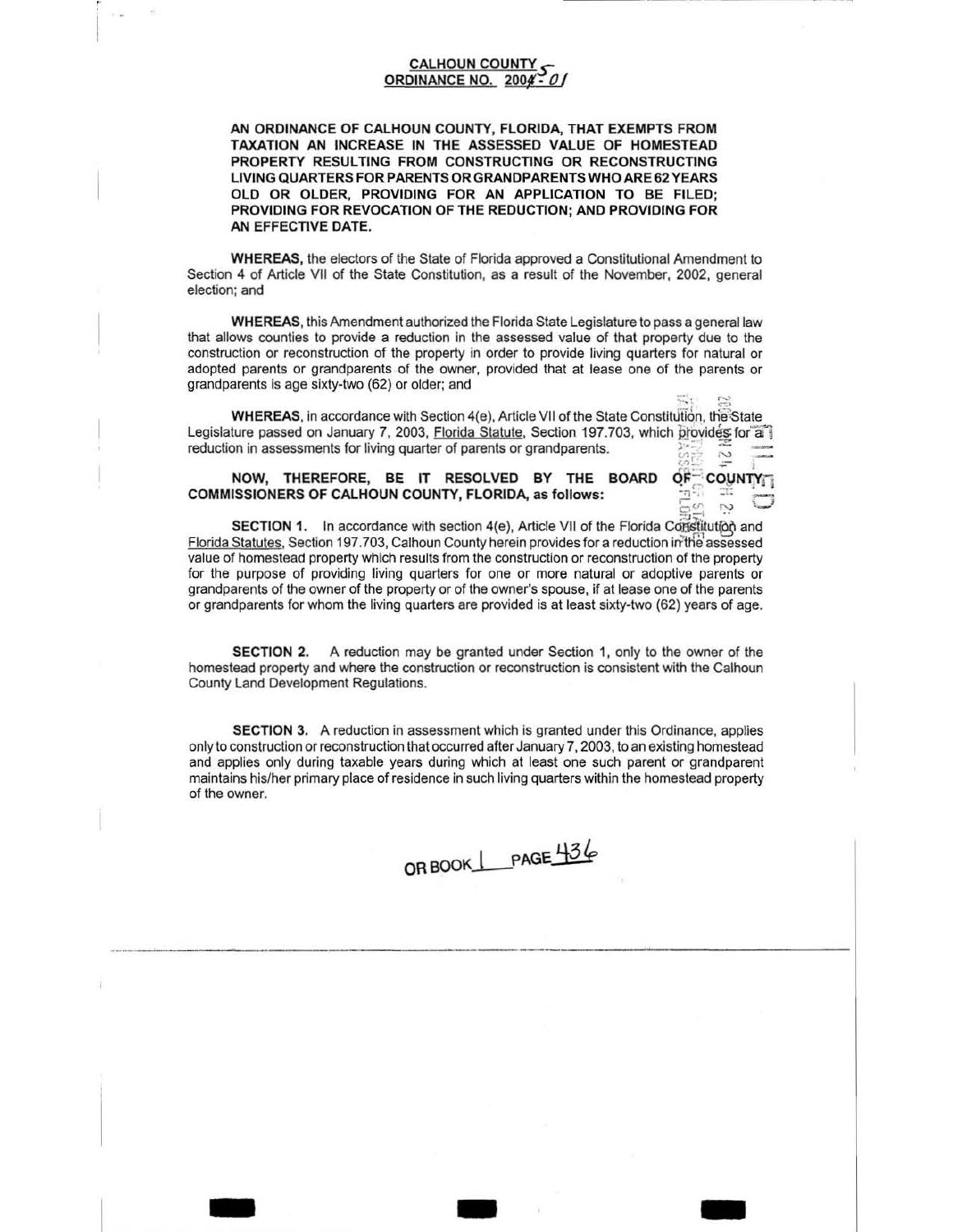**CALHOUN COUNTY**
**ORDINANCE NO. 2005-01**

**AN ORDINANCE OF CALHOUN COUNTY, FLORIDA, THAT EXEMPTS FROM TAXATION AN INCREASE IN THE ASSESSED VALUE OF HOMESTEAD PROPERTY RESULTING FROM CONSTRUCTING OR RECONSTRUCTING LIVING QUARTERS FOR PARENTS OR GRANDPARENTS WHO ARE 62 YEARS OLD OR OLDER, PROVIDING FOR AN APPLICATION TO BE FILED; PROVIDING FOR REVOCATION OF THE REDUCTION; AND PROVIDING FOR AN EFFECTIVE DATE.**

**WHEREAS,** the electors of the State of Florida approved a Constitutional Amendment to Section 4 of Article VII of the State Constitution, as a result of the November, 2002, general election; and

**WHEREAS,** this Amendment authorized the Florida State Legislature to pass a general law that allows counties to provide a reduction in the assessed value of that property due to the construction or reconstruction of the property in order to provide living quarters for natural or adopted parents or grandparents of the owner, provided that at lease one of the parents or grandparents is age sixty-two (62) or older; and

**WHEREAS,** in accordance with Section 4(e), Article VII of the State Constitution, the State Legislature passed on January 7, 2003, Florida Statute, Section 197.703, which provides for a reduction in assessments for living quarter of parents or grandparents.

**NOW, THEREFORE, BE IT RESOLVED BY THE BOARD OF COUNTY COMMISSIONERS OF CALHOUN COUNTY, FLORIDA, as follows:**

**SECTION 1.** In accordance with section 4(e), Article VII of the Florida Constitution and Florida Statutes, Section 197.703, Calhoun County herein provides for a reduction in the assessed value of homestead property which results from the construction or reconstruction of the property for the purpose of providing living quarters for one or more natural or adoptive parents or grandparents of the owner of the property or of the owner's spouse, if at lease one of the parents or grandparents for whom the living quarters are provided is at least sixty-two (62) years of age.

**SECTION 2.** A reduction may be granted under Section 1, only to the owner of the homestead property and where the construction or reconstruction is consistent with the Calhoun County Land Development Regulations.

**SECTION 3.** A reduction in assessment which is granted under this Ordinance, applies only to construction or reconstruction that occurred after January 7, 2003, to an existing homestead and applies only during taxable years during which at least one such parent or grandparent maintains his/her primary place of residence in such living quarters within the homestead property of the owner.

OR BOOK 1 PAGE 436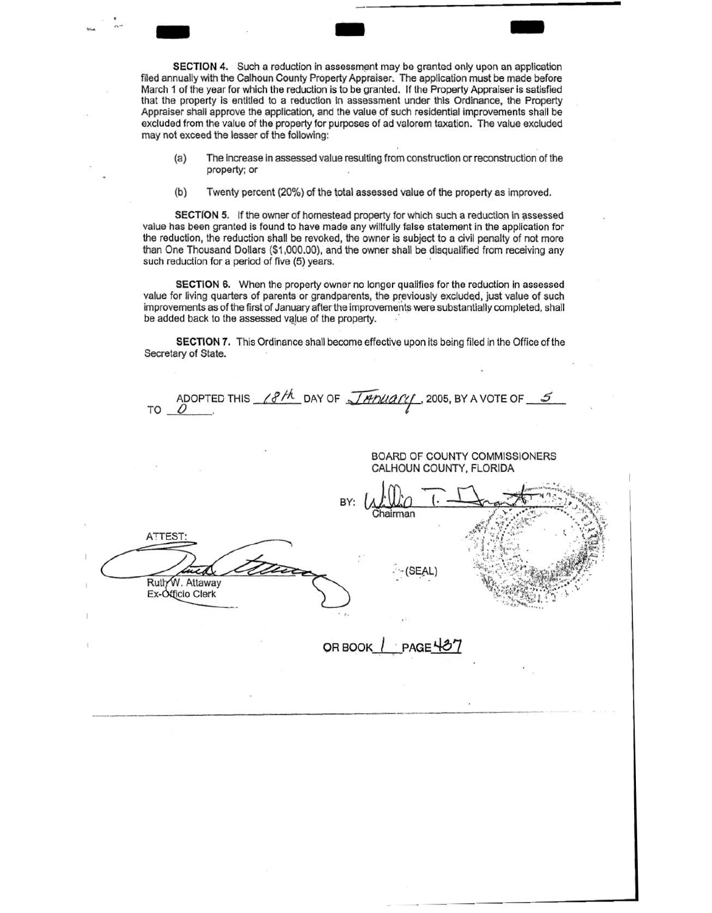**SECTION 4.** Such a reduction in assessment may be granted only upon an application filed annually with the Calhoun County Property Appraiser. The application must be made before March 1 of the year for which the reduction is to be granted. If the Property Appraiser is satisfied that the property is entitled to a reduction in assessment under this Ordinance, the Property Appraiser shall approve the application, and the value of such residential improvements shall be excluded from the value of the property for purposes of ad valorem taxation. The value excluded may not exceed the lesser of the following:

(a) The increase in assessed value resulting from construction or reconstruction of the property; or

(b) Twenty percent (20%) of the total assessed value of the property as improved.

**SECTION 5.** If the owner of homestead property for which such a reduction in assessed value has been granted is found to have made any willfully false statement in the application for the reduction, the reduction shall be revoked, the owner is subject to a civil penalty of not more than One Thousand Dollars ($1,000.00), and the owner shall be disqualified from receiving any such reduction for a period of five (5) years.

**SECTION 6.** When the property owner no longer qualifies for the reduction in assessed value for living quarters of parents or grandparents, the previously excluded, just value of such improvements as of the first of January after the improvements were substantially completed, shall be added back to the assessed value of the property.

**SECTION 7.** This Ordinance shall become effective upon its being filed in the Office of the Secretary of State.

ADOPTED THIS 18th DAY OF January, 2005, BY A VOTE OF 5 TO 0.

BOARD OF COUNTY COMMISSIONERS
CALHOUN COUNTY, FLORIDA

BY: _______________
Chairman

ATTEST:

_______________
Ruth W. Attaway
Ex-Officio Clerk

(SEAL)

OR BOOK 1 PAGE 437